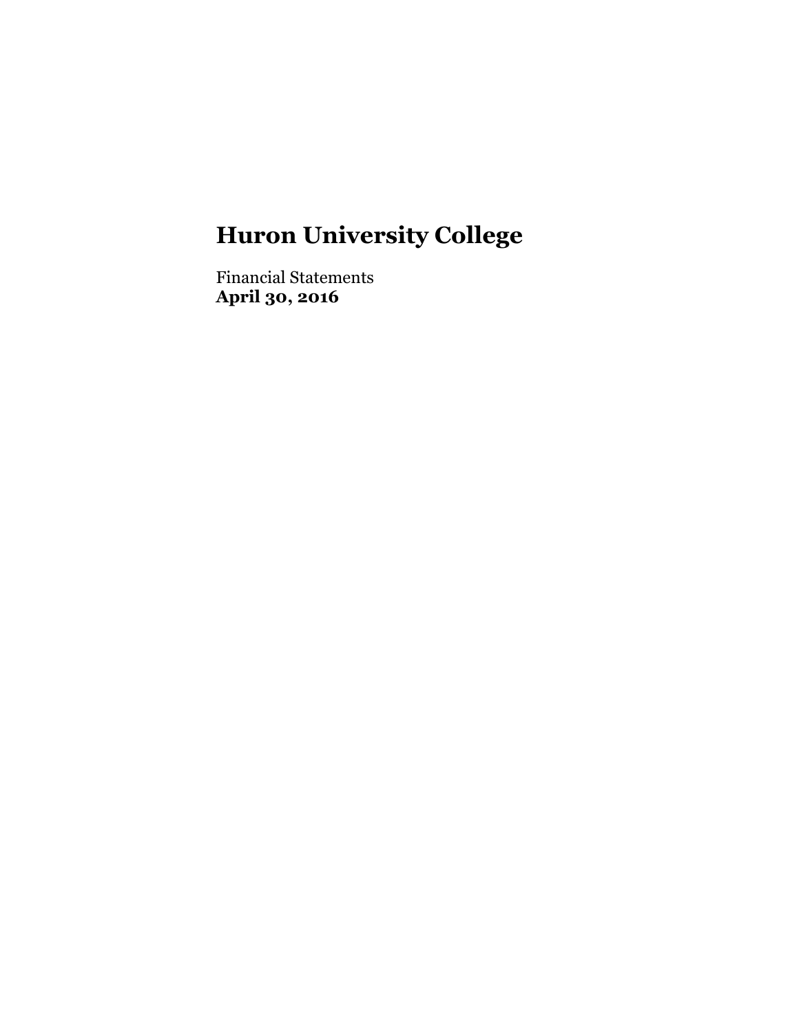# Huron University College

Financial Statements
**April 30, 2016**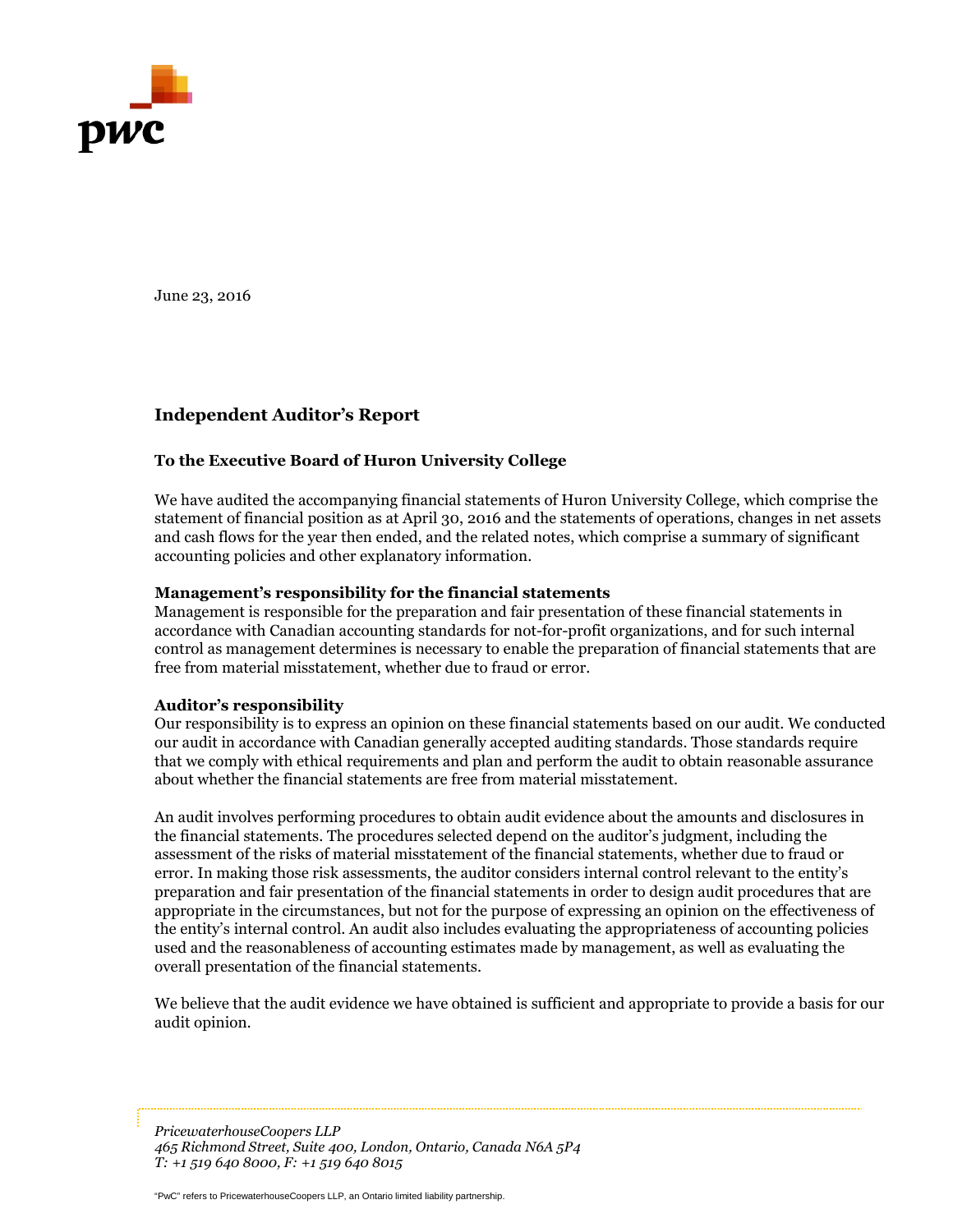June 23, 2016

## Independent Auditor's Report

### To the Executive Board of Huron University College

We have audited the accompanying financial statements of Huron University College, which comprise the statement of financial position as at April 30, 2016 and the statements of operations, changes in net assets and cash flows for the year then ended, and the related notes, which comprise a summary of significant accounting policies and other explanatory information.

**Management's responsibility for the financial statements**

Management is responsible for the preparation and fair presentation of these financial statements in accordance with Canadian accounting standards for not-for-profit organizations, and for such internal control as management determines is necessary to enable the preparation of financial statements that are free from material misstatement, whether due to fraud or error.

**Auditor's responsibility**

Our responsibility is to express an opinion on these financial statements based on our audit. We conducted our audit in accordance with Canadian generally accepted auditing standards. Those standards require that we comply with ethical requirements and plan and perform the audit to obtain reasonable assurance about whether the financial statements are free from material misstatement.

An audit involves performing procedures to obtain audit evidence about the amounts and disclosures in the financial statements. The procedures selected depend on the auditor's judgment, including the assessment of the risks of material misstatement of the financial statements, whether due to fraud or error. In making those risk assessments, the auditor considers internal control relevant to the entity's preparation and fair presentation of the financial statements in order to design audit procedures that are appropriate in the circumstances, but not for the purpose of expressing an opinion on the effectiveness of the entity's internal control. An audit also includes evaluating the appropriateness of accounting policies used and the reasonableness of accounting estimates made by management, as well as evaluating the overall presentation of the financial statements.

We believe that the audit evidence we have obtained is sufficient and appropriate to provide a basis for our audit opinion.

*PricewaterhouseCoopers LLP*
*465 Richmond Street, Suite 400, London, Ontario, Canada N6A 5P4*
*T: +1 519 640 8000, F: +1 519 640 8015*

"PwC" refers to PricewaterhouseCoopers LLP, an Ontario limited liability partnership.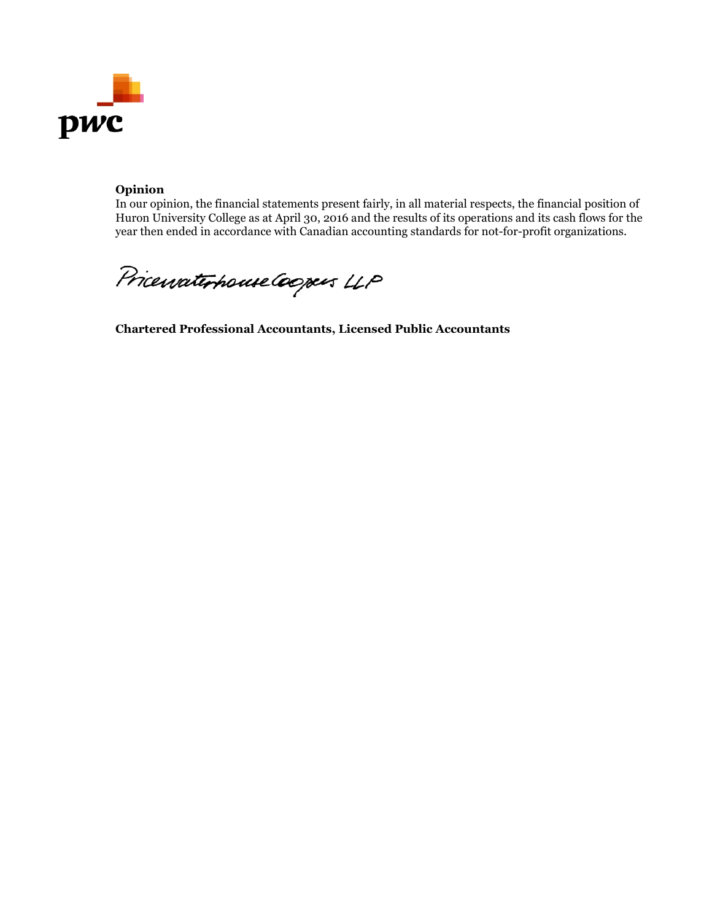**Opinion**

In our opinion, the financial statements present fairly, in all material respects, the financial position of Huron University College as at April 30, 2016 and the results of its operations and its cash flows for the year then ended in accordance with Canadian accounting standards for not-for-profit organizations.

PricewaterhouseCoopers LLP

**Chartered Professional Accountants, Licensed Public Accountants**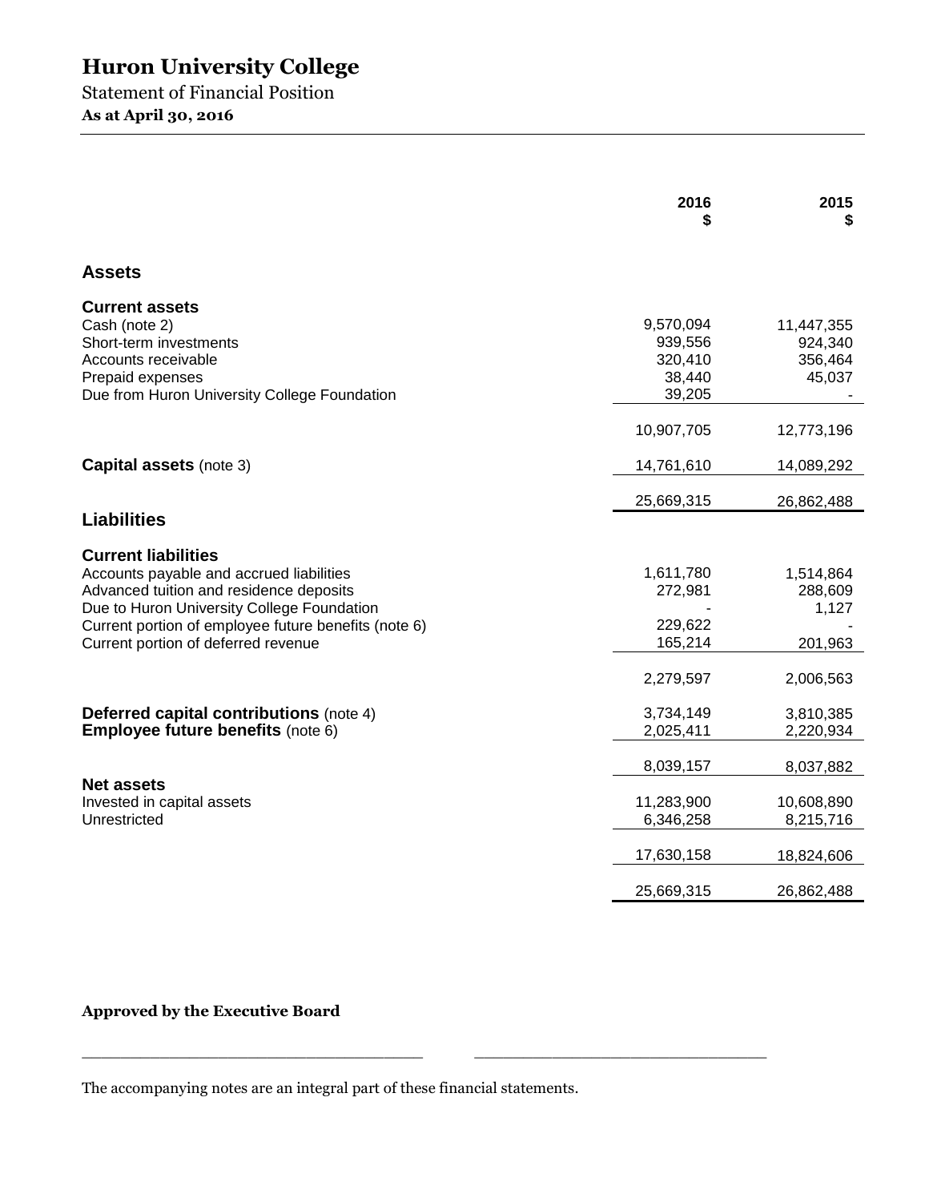# Huron University College

Statement of Financial Position

**As at April 30, 2016**

| | 2016 $ | 2015 $ |
|---|---|---|
| **Assets** | | |
| **Current assets** | | |
| Cash (note 2) | 9,570,094 | 11,447,355 |
| Short-term investments | 939,556 | 924,340 |
| Accounts receivable | 320,410 | 356,464 |
| Prepaid expenses | 38,440 | 45,037 |
| Due from Huron University College Foundation | 39,205 | - |
| | 10,907,705 | 12,773,196 |
| **Capital assets** (note 3) | 14,761,610 | 14,089,292 |
| | 25,669,315 | 26,862,488 |
| **Liabilities** | | |
| **Current liabilities** | | |
| Accounts payable and accrued liabilities | 1,611,780 | 1,514,864 |
| Advanced tuition and residence deposits | 272,981 | 288,609 |
| Due to Huron University College Foundation | - | 1,127 |
| Current portion of employee future benefits (note 6) | 229,622 | - |
| Current portion of deferred revenue | 165,214 | 201,963 |
| | 2,279,597 | 2,006,563 |
| **Deferred capital contributions** (note 4) | 3,734,149 | 3,810,385 |
| **Employee future benefits** (note 6) | 2,025,411 | 2,220,934 |
| | 8,039,157 | 8,037,882 |
| **Net assets** | | |
| Invested in capital assets | 11,283,900 | 10,608,890 |
| Unrestricted | 6,346,258 | 8,215,716 |
| | 17,630,158 | 18,824,606 |
| | 25,669,315 | 26,862,488 |

**Approved by the Executive Board**

\_\_\_\_\_\_\_\_\_\_\_\_\_\_\_\_\_\_\_\_\_\_\_\_\_\_\_\_\_\_\_\_\_\_ \_\_\_\_\_\_\_\_\_\_\_\_\_\_\_\_\_\_\_\_\_\_\_\_\_\_\_\_\_\_\_\_\_\_

The accompanying notes are an integral part of these financial statements.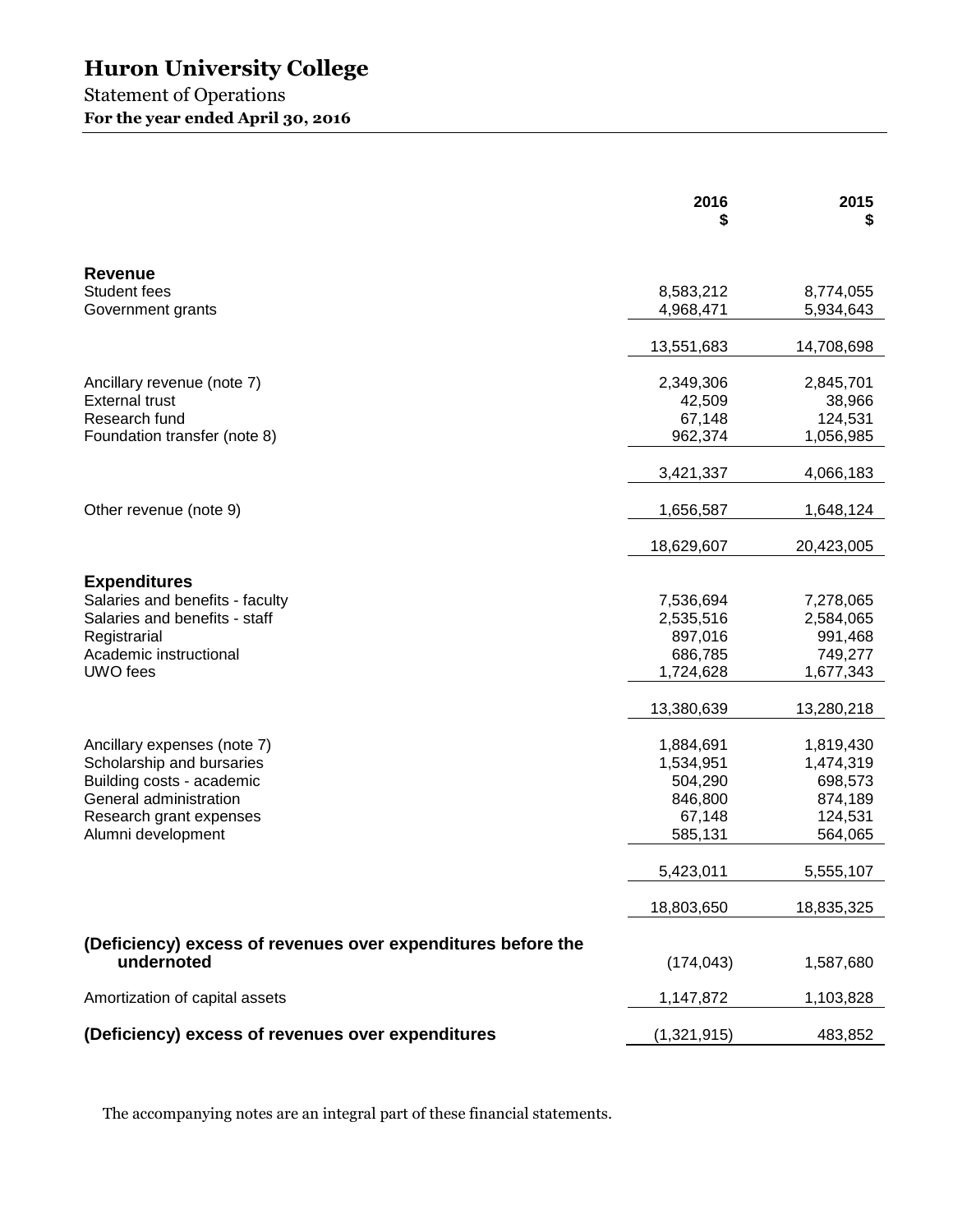# Huron University College

Statement of Operations

**For the year ended April 30, 2016**

| | 2016 $ | 2015 $ |
|---|---|---|
| **Revenue** | | |
| Student fees | 8,583,212 | 8,774,055 |
| Government grants | 4,968,471 | 5,934,643 |
| | 13,551,683 | 14,708,698 |
| Ancillary revenue (note 7) | 2,349,306 | 2,845,701 |
| External trust | 42,509 | 38,966 |
| Research fund | 67,148 | 124,531 |
| Foundation transfer (note 8) | 962,374 | 1,056,985 |
| | 3,421,337 | 4,066,183 |
| Other revenue (note 9) | 1,656,587 | 1,648,124 |
| | 18,629,607 | 20,423,005 |
| **Expenditures** | | |
| Salaries and benefits - faculty | 7,536,694 | 7,278,065 |
| Salaries and benefits - staff | 2,535,516 | 2,584,065 |
| Registrarial | 897,016 | 991,468 |
| Academic instructional | 686,785 | 749,277 |
| UWO fees | 1,724,628 | 1,677,343 |
| | 13,380,639 | 13,280,218 |
| Ancillary expenses (note 7) | 1,884,691 | 1,819,430 |
| Scholarship and bursaries | 1,534,951 | 1,474,319 |
| Building costs - academic | 504,290 | 698,573 |
| General administration | 846,800 | 874,189 |
| Research grant expenses | 67,148 | 124,531 |
| Alumni development | 585,131 | 564,065 |
| | 5,423,011 | 5,555,107 |
| | 18,803,650 | 18,835,325 |
| **(Deficiency) excess of revenues over expenditures before the undernoted** | (174,043) | 1,587,680 |
| Amortization of capital assets | 1,147,872 | 1,103,828 |
| **(Deficiency) excess of revenues over expenditures** | (1,321,915) | 483,852 |

The accompanying notes are an integral part of these financial statements.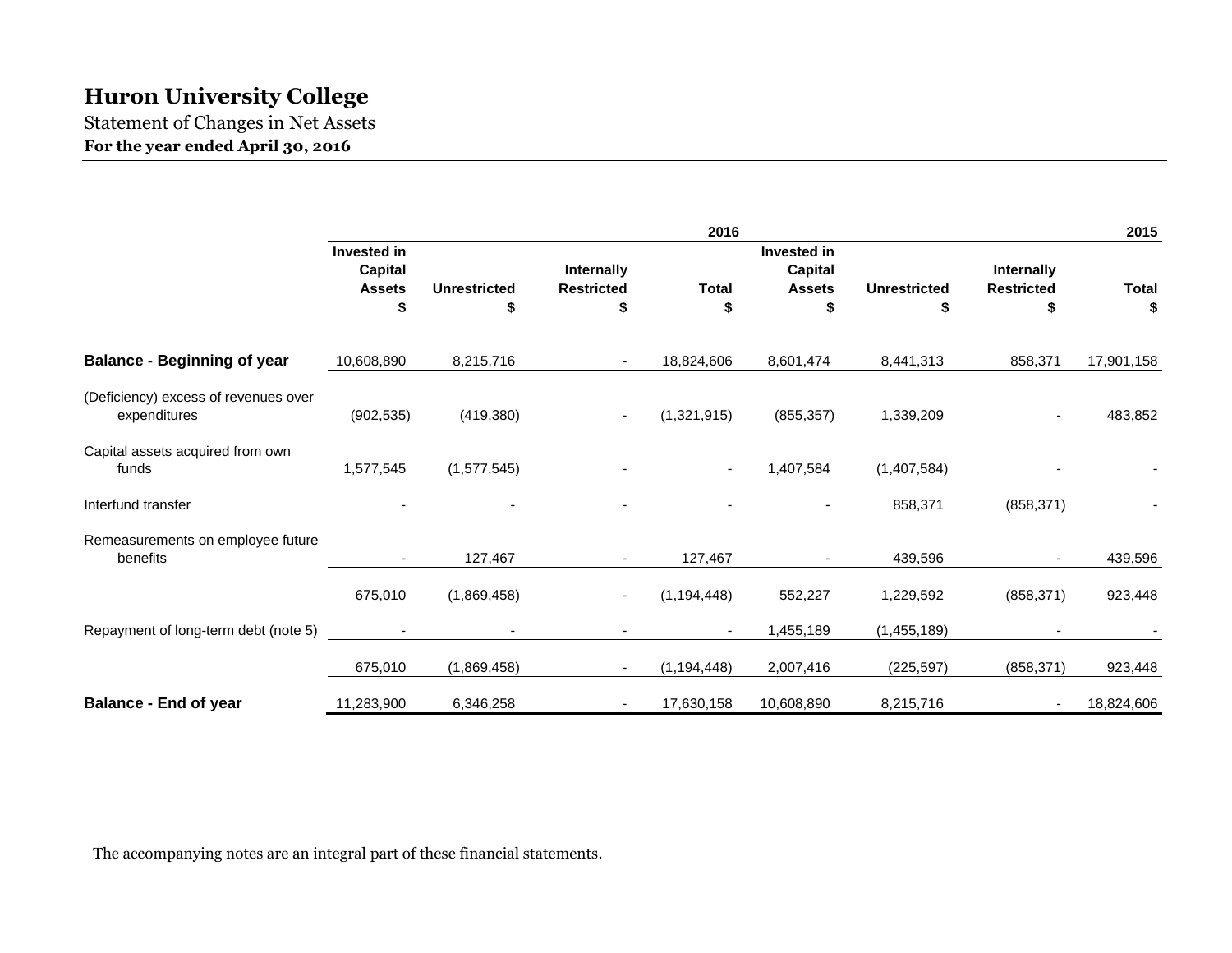# Huron University College

Statement of Changes in Net Assets

**For the year ended April 30, 2016**

| | 2016 | | | | 2015 | | | |
|---|---|---|---|---|---|---|---|---|
| | Invested in Capital Assets $ | Unrestricted $ | Internally Restricted $ | Total $ | Invested in Capital Assets $ | Unrestricted $ | Internally Restricted $ | Total $ |
| **Balance - Beginning of year** | 10,608,890 | 8,215,716 | - | 18,824,606 | 8,601,474 | 8,441,313 | 858,371 | 17,901,158 |
| (Deficiency) excess of revenues over expenditures | (902,535) | (419,380) | - | (1,321,915) | (855,357) | 1,339,209 | - | 483,852 |
| Capital assets acquired from own funds | 1,577,545 | (1,577,545) | - | - | 1,407,584 | (1,407,584) | - | - |
| Interfund transfer | - | - | - | - | - | 858,371 | (858,371) | - |
| Remeasurements on employee future benefits | - | 127,467 | - | 127,467 | - | 439,596 | - | 439,596 |
| | 675,010 | (1,869,458) | - | (1,194,448) | 552,227 | 1,229,592 | (858,371) | 923,448 |
| Repayment of long-term debt (note 5) | - | - | - | - | 1,455,189 | (1,455,189) | - | - |
| | 675,010 | (1,869,458) | - | (1,194,448) | 2,007,416 | (225,597) | (858,371) | 923,448 |
| **Balance - End of year** | 11,283,900 | 6,346,258 | - | 17,630,158 | 10,608,890 | 8,215,716 | - | 18,824,606 |

The accompanying notes are an integral part of these financial statements.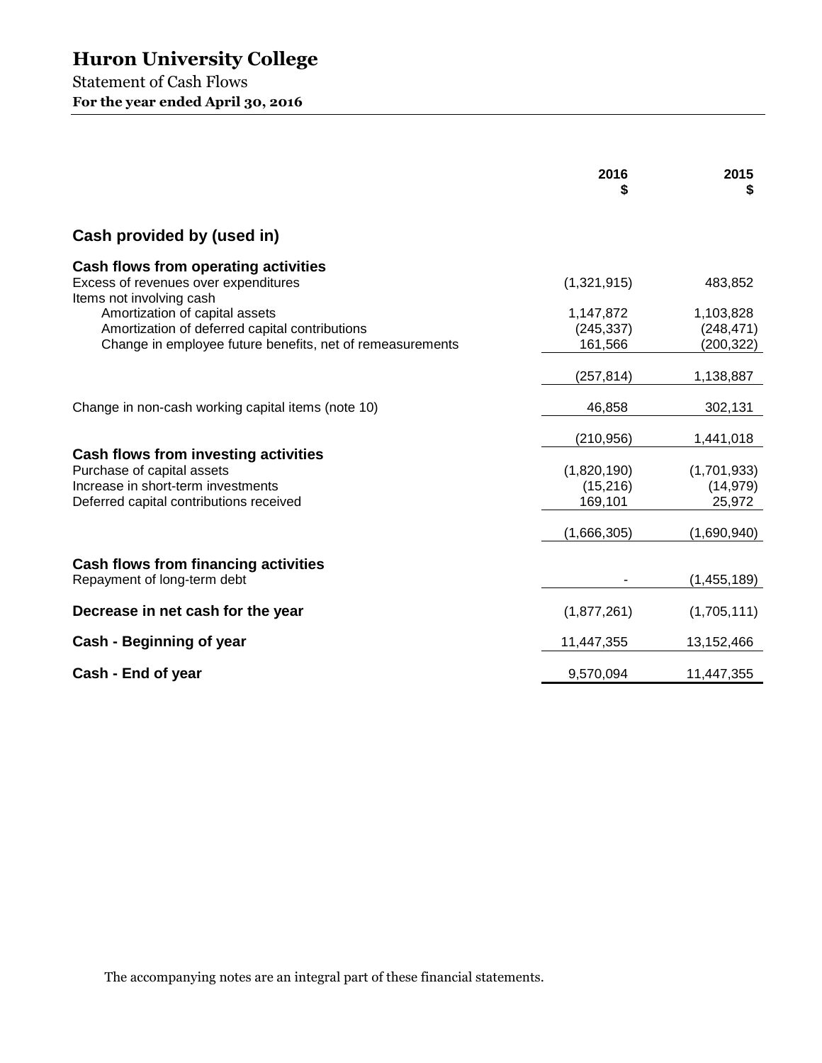# Huron University College

Statement of Cash Flows

**For the year ended April 30, 2016**

| | 2016 $ | 2015 $ |
|---|---|---|
| **Cash provided by (used in)** | | |
| **Cash flows from operating activities** | | |
| Excess of revenues over expenditures | (1,321,915) | 483,852 |
| Items not involving cash | | |
| Amortization of capital assets | 1,147,872 | 1,103,828 |
| Amortization of deferred capital contributions | (245,337) | (248,471) |
| Change in employee future benefits, net of remeasurements | 161,566 | (200,322) |
| | (257,814) | 1,138,887 |
| Change in non-cash working capital items (note 10) | 46,858 | 302,131 |
| | (210,956) | 1,441,018 |
| **Cash flows from investing activities** | | |
| Purchase of capital assets | (1,820,190) | (1,701,933) |
| Increase in short-term investments | (15,216) | (14,979) |
| Deferred capital contributions received | 169,101 | 25,972 |
| | (1,666,305) | (1,690,940) |
| **Cash flows from financing activities** | | |
| Repayment of long-term debt | - | (1,455,189) |
| **Decrease in net cash for the year** | (1,877,261) | (1,705,111) |
| **Cash - Beginning of year** | 11,447,355 | 13,152,466 |
| **Cash - End of year** | 9,570,094 | 11,447,355 |

The accompanying notes are an integral part of these financial statements.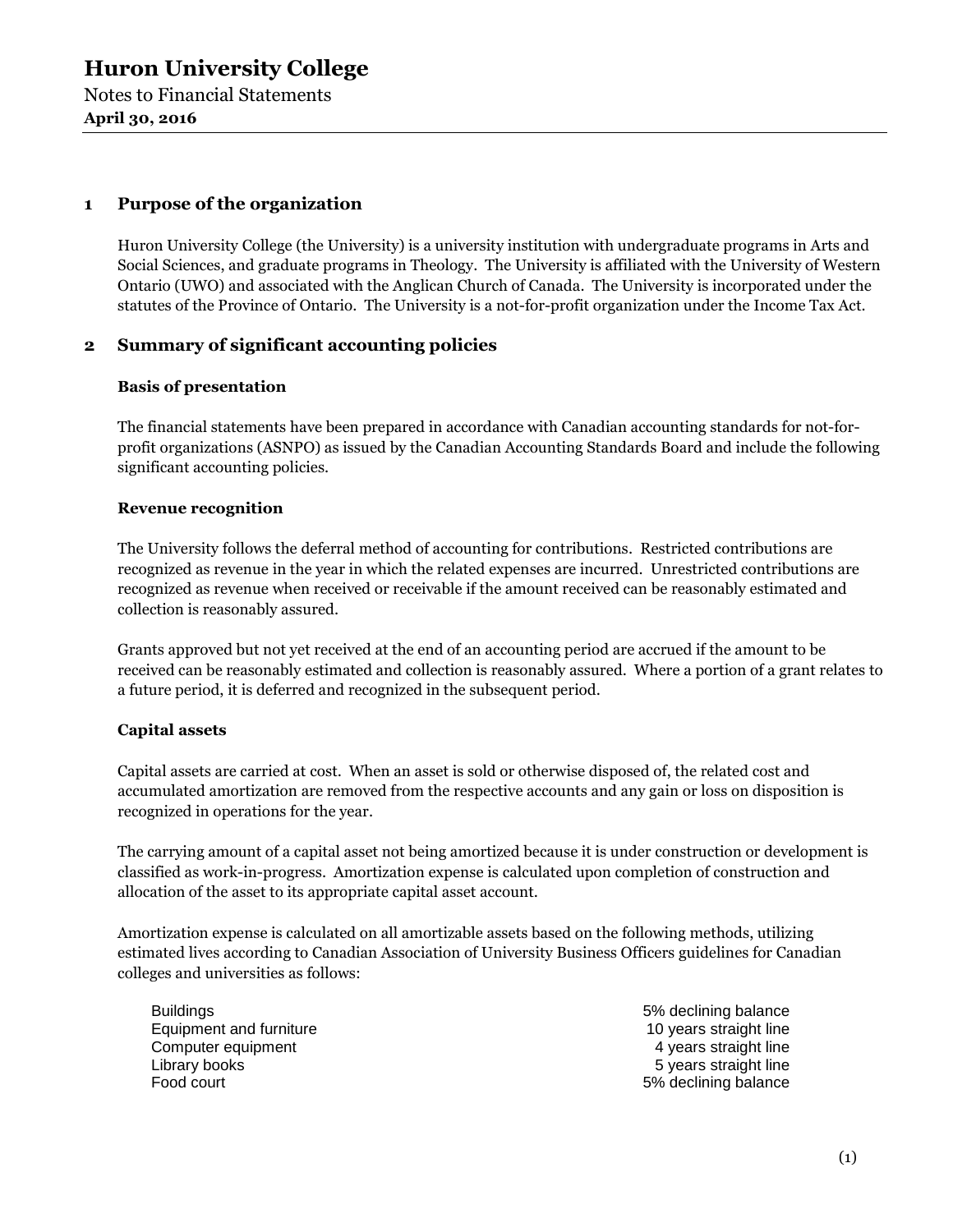# Huron University College

Notes to Financial Statements

**April 30, 2016**

## 1 Purpose of the organization

Huron University College (the University) is a university institution with undergraduate programs in Arts and Social Sciences, and graduate programs in Theology. The University is affiliated with the University of Western Ontario (UWO) and associated with the Anglican Church of Canada. The University is incorporated under the statutes of the Province of Ontario. The University is a not-for-profit organization under the Income Tax Act.

## 2 Summary of significant accounting policies

### Basis of presentation

The financial statements have been prepared in accordance with Canadian accounting standards for not-for-profit organizations (ASNPO) as issued by the Canadian Accounting Standards Board and include the following significant accounting policies.

### Revenue recognition

The University follows the deferral method of accounting for contributions. Restricted contributions are recognized as revenue in the year in which the related expenses are incurred. Unrestricted contributions are recognized as revenue when received or receivable if the amount received can be reasonably estimated and collection is reasonably assured.

Grants approved but not yet received at the end of an accounting period are accrued if the amount to be received can be reasonably estimated and collection is reasonably assured. Where a portion of a grant relates to a future period, it is deferred and recognized in the subsequent period.

### Capital assets

Capital assets are carried at cost. When an asset is sold or otherwise disposed of, the related cost and accumulated amortization are removed from the respective accounts and any gain or loss on disposition is recognized in operations for the year.

The carrying amount of a capital asset not being amortized because it is under construction or development is classified as work-in-progress. Amortization expense is calculated upon completion of construction and allocation of the asset to its appropriate capital asset account.

Amortization expense is calculated on all amortizable assets based on the following methods, utilizing estimated lives according to Canadian Association of University Business Officers guidelines for Canadian colleges and universities as follows:

| | |
|---|---|
| Buildings | 5% declining balance |
| Equipment and furniture | 10 years straight line |
| Computer equipment | 4 years straight line |
| Library books | 5 years straight line |
| Food court | 5% declining balance |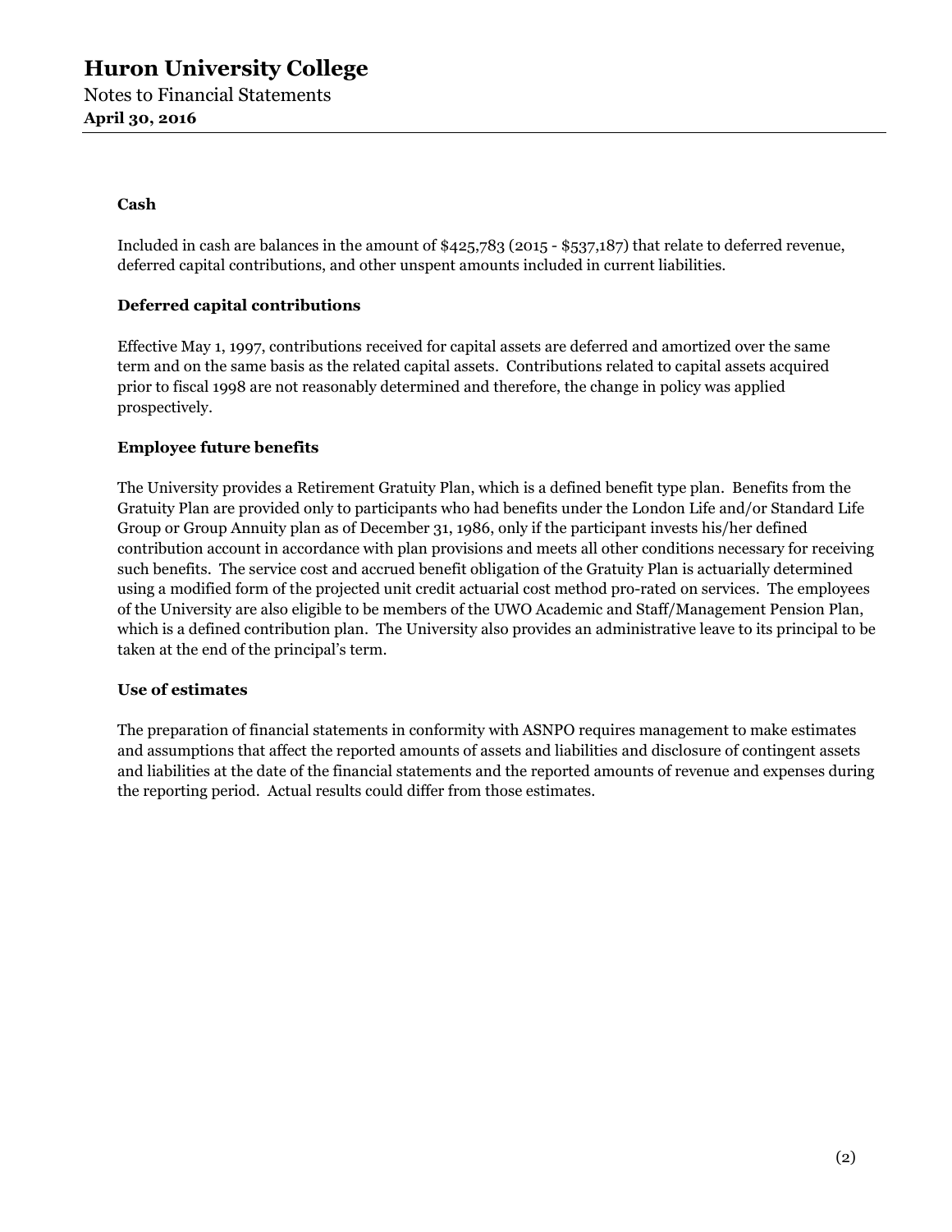**Cash**

Included in cash are balances in the amount of $425,783 (2015 - $537,187) that relate to deferred revenue, deferred capital contributions, and other unspent amounts included in current liabilities.

**Deferred capital contributions**

Effective May 1, 1997, contributions received for capital assets are deferred and amortized over the same term and on the same basis as the related capital assets. Contributions related to capital assets acquired prior to fiscal 1998 are not reasonably determined and therefore, the change in policy was applied prospectively.

**Employee future benefits**

The University provides a Retirement Gratuity Plan, which is a defined benefit type plan. Benefits from the Gratuity Plan are provided only to participants who had benefits under the London Life and/or Standard Life Group or Group Annuity plan as of December 31, 1986, only if the participant invests his/her defined contribution account in accordance with plan provisions and meets all other conditions necessary for receiving such benefits. The service cost and accrued benefit obligation of the Gratuity Plan is actuarially determined using a modified form of the projected unit credit actuarial cost method pro-rated on services. The employees of the University are also eligible to be members of the UWO Academic and Staff/Management Pension Plan, which is a defined contribution plan. The University also provides an administrative leave to its principal to be taken at the end of the principal's term.

**Use of estimates**

The preparation of financial statements in conformity with ASNPO requires management to make estimates and assumptions that affect the reported amounts of assets and liabilities and disclosure of contingent assets and liabilities at the date of the financial statements and the reported amounts of revenue and expenses during the reporting period. Actual results could differ from those estimates.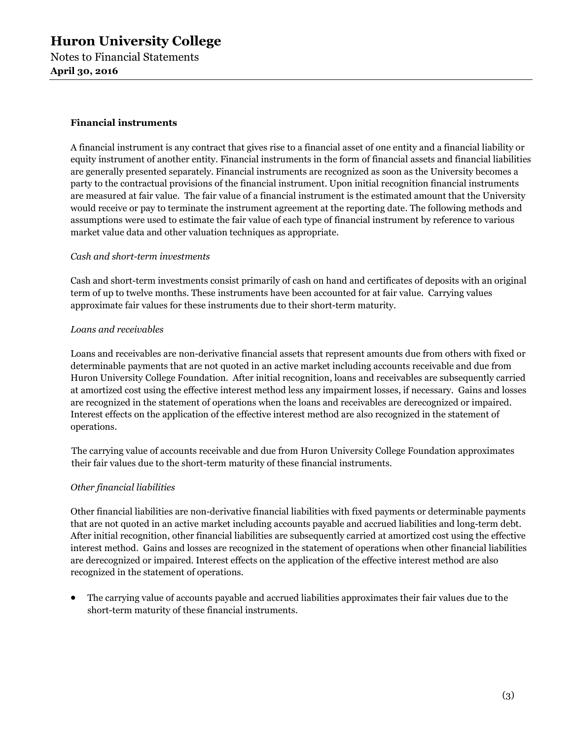### Financial instruments

A financial instrument is any contract that gives rise to a financial asset of one entity and a financial liability or equity instrument of another entity. Financial instruments in the form of financial assets and financial liabilities are generally presented separately. Financial instruments are recognized as soon as the University becomes a party to the contractual provisions of the financial instrument. Upon initial recognition financial instruments are measured at fair value. The fair value of a financial instrument is the estimated amount that the University would receive or pay to terminate the instrument agreement at the reporting date. The following methods and assumptions were used to estimate the fair value of each type of financial instrument by reference to various market value data and other valuation techniques as appropriate.

*Cash and short-term investments*

Cash and short-term investments consist primarily of cash on hand and certificates of deposits with an original term of up to twelve months. These instruments have been accounted for at fair value. Carrying values approximate fair values for these instruments due to their short-term maturity.

*Loans and receivables*

Loans and receivables are non-derivative financial assets that represent amounts due from others with fixed or determinable payments that are not quoted in an active market including accounts receivable and due from Huron University College Foundation. After initial recognition, loans and receivables are subsequently carried at amortized cost using the effective interest method less any impairment losses, if necessary. Gains and losses are recognized in the statement of operations when the loans and receivables are derecognized or impaired. Interest effects on the application of the effective interest method are also recognized in the statement of operations.

The carrying value of accounts receivable and due from Huron University College Foundation approximates their fair values due to the short-term maturity of these financial instruments.

*Other financial liabilities*

Other financial liabilities are non-derivative financial liabilities with fixed payments or determinable payments that are not quoted in an active market including accounts payable and accrued liabilities and long-term debt. After initial recognition, other financial liabilities are subsequently carried at amortized cost using the effective interest method. Gains and losses are recognized in the statement of operations when other financial liabilities are derecognized or impaired. Interest effects on the application of the effective interest method are also recognized in the statement of operations.

- The carrying value of accounts payable and accrued liabilities approximates their fair values due to the short-term maturity of these financial instruments.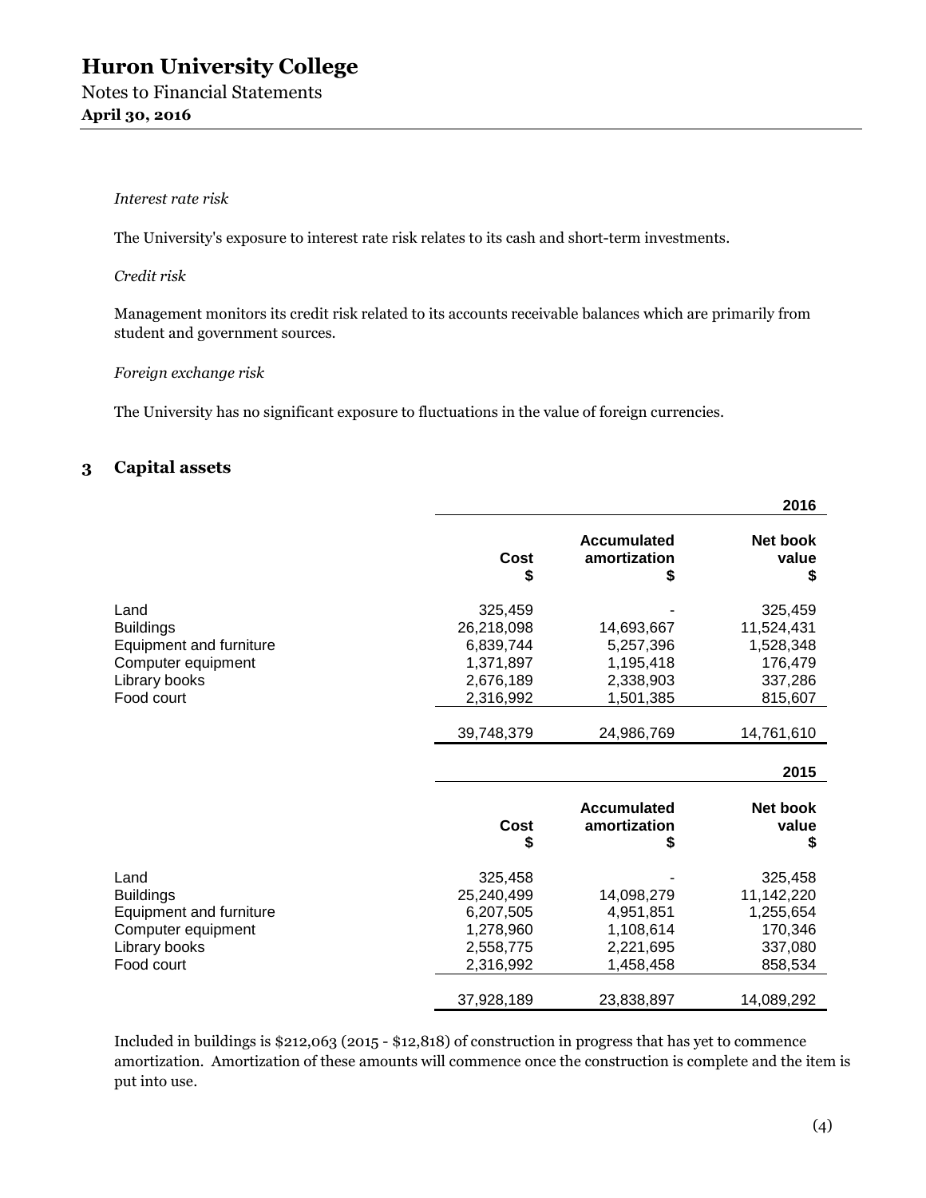*Interest rate risk*

The University's exposure to interest rate risk relates to its cash and short-term investments.

*Credit risk*

Management monitors its credit risk related to its accounts receivable balances which are primarily from student and government sources.

*Foreign exchange risk*

The University has no significant exposure to fluctuations in the value of foreign currencies.

## 3 Capital assets

| | | | 2016 |
|---|---|---|---|
| | Cost $ | Accumulated amortization $ | Net book value $ |
| Land | 325,459 | - | 325,459 |
| Buildings | 26,218,098 | 14,693,667 | 11,524,431 |
| Equipment and furniture | 6,839,744 | 5,257,396 | 1,528,348 |
| Computer equipment | 1,371,897 | 1,195,418 | 176,479 |
| Library books | 2,676,189 | 2,338,903 | 337,286 |
| Food court | 2,316,992 | 1,501,385 | 815,607 |
| | 39,748,379 | 24,986,769 | 14,761,610 |

| | | | 2015 |
|---|---|---|---|
| | Cost $ | Accumulated amortization $ | Net book value $ |
| Land | 325,458 | - | 325,458 |
| Buildings | 25,240,499 | 14,098,279 | 11,142,220 |
| Equipment and furniture | 6,207,505 | 4,951,851 | 1,255,654 |
| Computer equipment | 1,278,960 | 1,108,614 | 170,346 |
| Library books | 2,558,775 | 2,221,695 | 337,080 |
| Food court | 2,316,992 | 1,458,458 | 858,534 |
| | 37,928,189 | 23,838,897 | 14,089,292 |

Included in buildings is $212,063 (2015 - $12,818) of construction in progress that has yet to commence amortization. Amortization of these amounts will commence once the construction is complete and the item is put into use.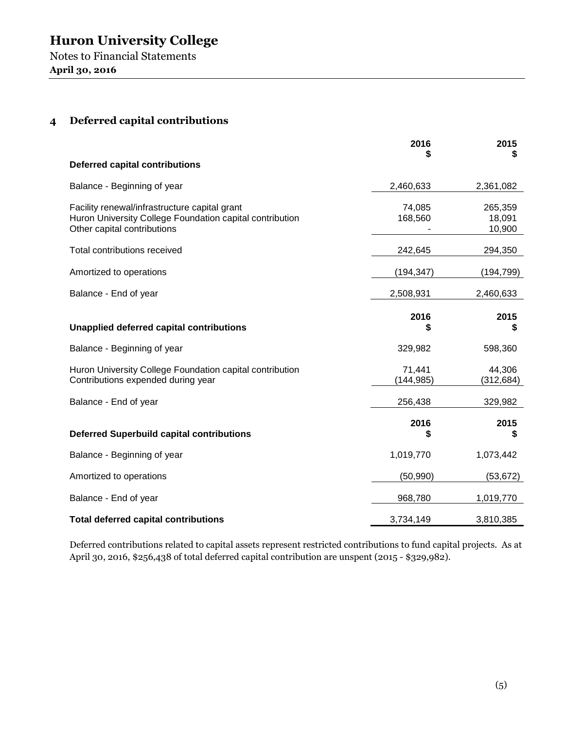## 4 Deferred capital contributions

| Deferred capital contributions | 2016 $ | 2015 $ |
|---|---|---|
| Balance - Beginning of year | 2,460,633 | 2,361,082 |
| Facility renewal/infrastructure capital grant | 74,085 | 265,359 |
| Huron University College Foundation capital contribution | 168,560 | 18,091 |
| Other capital contributions | - | 10,900 |
| Total contributions received | 242,645 | 294,350 |
| Amortized to operations | (194,347) | (194,799) |
| Balance - End of year | 2,508,931 | 2,460,633 |

| Unapplied deferred capital contributions | 2016 $ | 2015 $ |
|---|---|---|
| Balance - Beginning of year | 329,982 | 598,360 |
| Huron University College Foundation capital contribution | 71,441 | 44,306 |
| Contributions expended during year | (144,985) | (312,684) |
| Balance - End of year | 256,438 | 329,982 |

| Deferred Superbuild capital contributions | 2016 $ | 2015 $ |
|---|---|---|
| Balance - Beginning of year | 1,019,770 | 1,073,442 |
| Amortized to operations | (50,990) | (53,672) |
| Balance - End of year | 968,780 | 1,019,770 |
| **Total deferred capital contributions** | 3,734,149 | 3,810,385 |

Deferred contributions related to capital assets represent restricted contributions to fund capital projects. As at April 30, 2016, $256,438 of total deferred capital contribution are unspent (2015 - $329,982).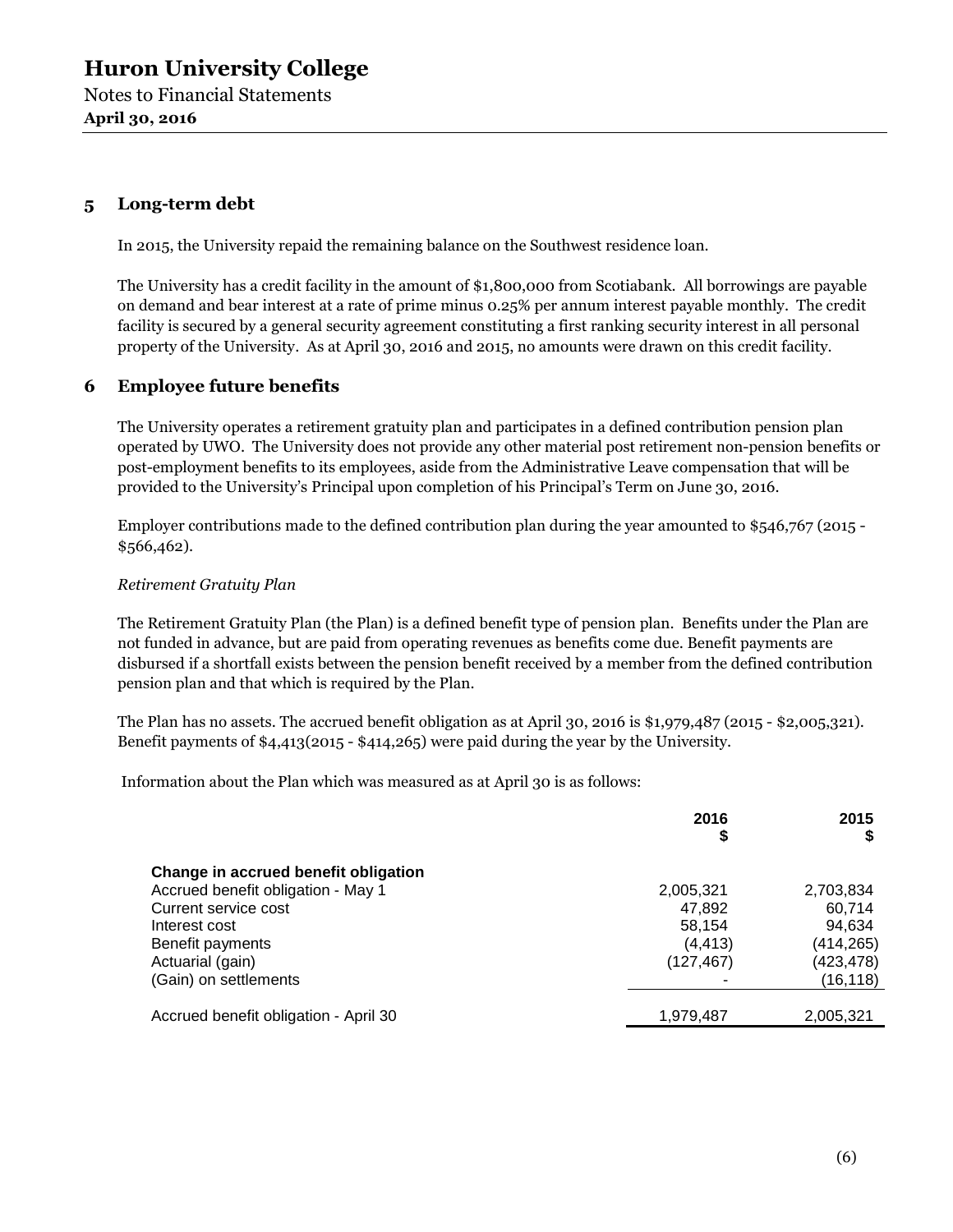## 5 Long-term debt

In 2015, the University repaid the remaining balance on the Southwest residence loan.

The University has a credit facility in the amount of $1,800,000 from Scotiabank. All borrowings are payable on demand and bear interest at a rate of prime minus 0.25% per annum interest payable monthly. The credit facility is secured by a general security agreement constituting a first ranking security interest in all personal property of the University. As at April 30, 2016 and 2015, no amounts were drawn on this credit facility.

## 6 Employee future benefits

The University operates a retirement gratuity plan and participates in a defined contribution pension plan operated by UWO. The University does not provide any other material post retirement non-pension benefits or post-employment benefits to its employees, aside from the Administrative Leave compensation that will be provided to the University's Principal upon completion of his Principal's Term on June 30, 2016.

Employer contributions made to the defined contribution plan during the year amounted to $546,767 (2015 - $566,462).

*Retirement Gratuity Plan*

The Retirement Gratuity Plan (the Plan) is a defined benefit type of pension plan. Benefits under the Plan are not funded in advance, but are paid from operating revenues as benefits come due. Benefit payments are disbursed if a shortfall exists between the pension benefit received by a member from the defined contribution pension plan and that which is required by the Plan.

The Plan has no assets. The accrued benefit obligation as at April 30, 2016 is $1,979,487 (2015 - $2,005,321). Benefit payments of $4,413(2015 - $414,265) were paid during the year by the University.

Information about the Plan which was measured as at April 30 is as follows:

| | 2016<br>$ | 2015<br>$ |
|---|---|---|
| **Change in accrued benefit obligation** | | |
| Accrued benefit obligation - May 1 | 2,005,321 | 2,703,834 |
| Current service cost | 47,892 | 60,714 |
| Interest cost | 58,154 | 94,634 |
| Benefit payments | (4,413) | (414,265) |
| Actuarial (gain) | (127,467) | (423,478) |
| (Gain) on settlements | - | (16,118) |
| Accrued benefit obligation - April 30 | 1,979,487 | 2,005,321 |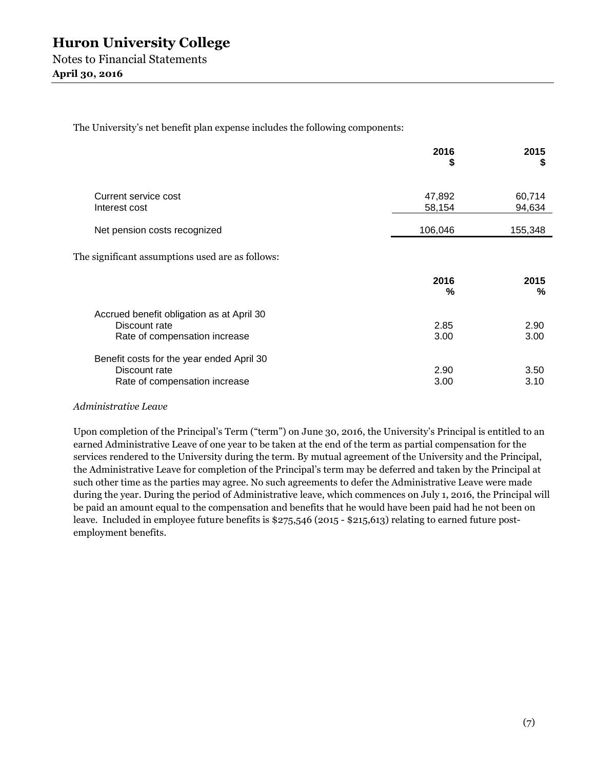The University's net benefit plan expense includes the following components:

| | 2016 $ | 2015 $ |
|---|---|---|
| Current service cost | 47,892 | 60,714 |
| Interest cost | 58,154 | 94,634 |
| Net pension costs recognized | 106,046 | 155,348 |

The significant assumptions used are as follows:

| | 2016 % | 2015 % |
|---|---|---|
| Accrued benefit obligation as at April 30 | | |
| Discount rate | 2.85 | 2.90 |
| Rate of compensation increase | 3.00 | 3.00 |
| Benefit costs for the year ended April 30 | | |
| Discount rate | 2.90 | 3.50 |
| Rate of compensation increase | 3.00 | 3.10 |

*Administrative Leave*

Upon completion of the Principal's Term ("term") on June 30, 2016, the University's Principal is entitled to an earned Administrative Leave of one year to be taken at the end of the term as partial compensation for the services rendered to the University during the term. By mutual agreement of the University and the Principal, the Administrative Leave for completion of the Principal's term may be deferred and taken by the Principal at such other time as the parties may agree. No such agreements to defer the Administrative Leave were made during the year. During the period of Administrative leave, which commences on July 1, 2016, the Principal will be paid an amount equal to the compensation and benefits that he would have been paid had he not been on leave. Included in employee future benefits is $275,546 (2015 - $215,613) relating to earned future post-employment benefits.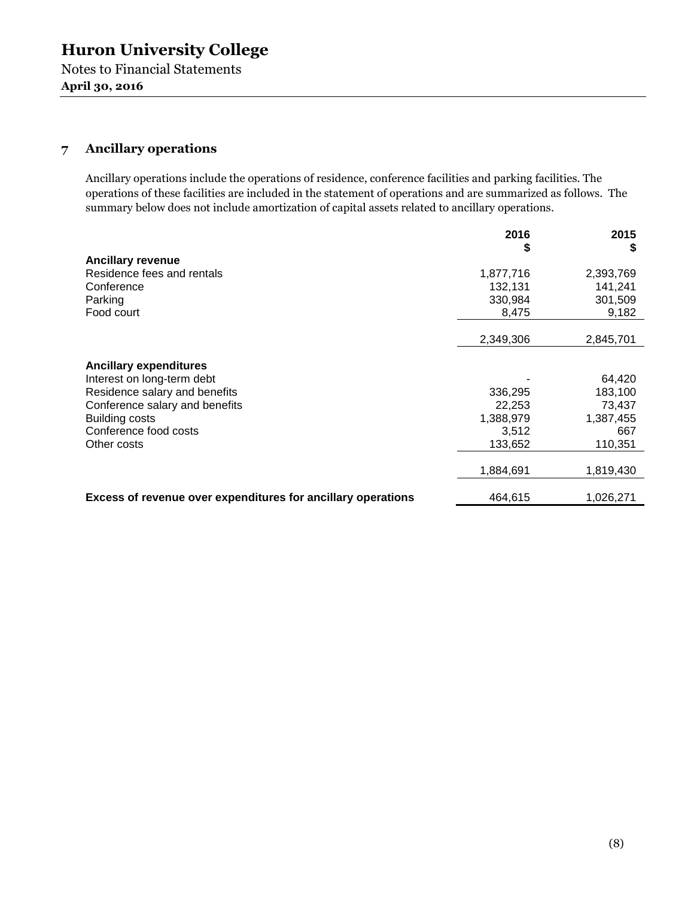## 7 Ancillary operations

Ancillary operations include the operations of residence, conference facilities and parking facilities. The operations of these facilities are included in the statement of operations and are summarized as follows. The summary below does not include amortization of capital assets related to ancillary operations.

| | 2016<br>$ | 2015<br>$ |
|---|---:|---:|
| **Ancillary revenue** | | |
| Residence fees and rentals | 1,877,716 | 2,393,769 |
| Conference | 132,131 | 141,241 |
| Parking | 330,984 | 301,509 |
| Food court | 8,475 | 9,182 |
| | 2,349,306 | 2,845,701 |
| **Ancillary expenditures** | | |
| Interest on long-term debt | - | 64,420 |
| Residence salary and benefits | 336,295 | 183,100 |
| Conference salary and benefits | 22,253 | 73,437 |
| Building costs | 1,388,979 | 1,387,455 |
| Conference food costs | 3,512 | 667 |
| Other costs | 133,652 | 110,351 |
| | 1,884,691 | 1,819,430 |
| **Excess of revenue over expenditures for ancillary operations** | 464,615 | 1,026,271 |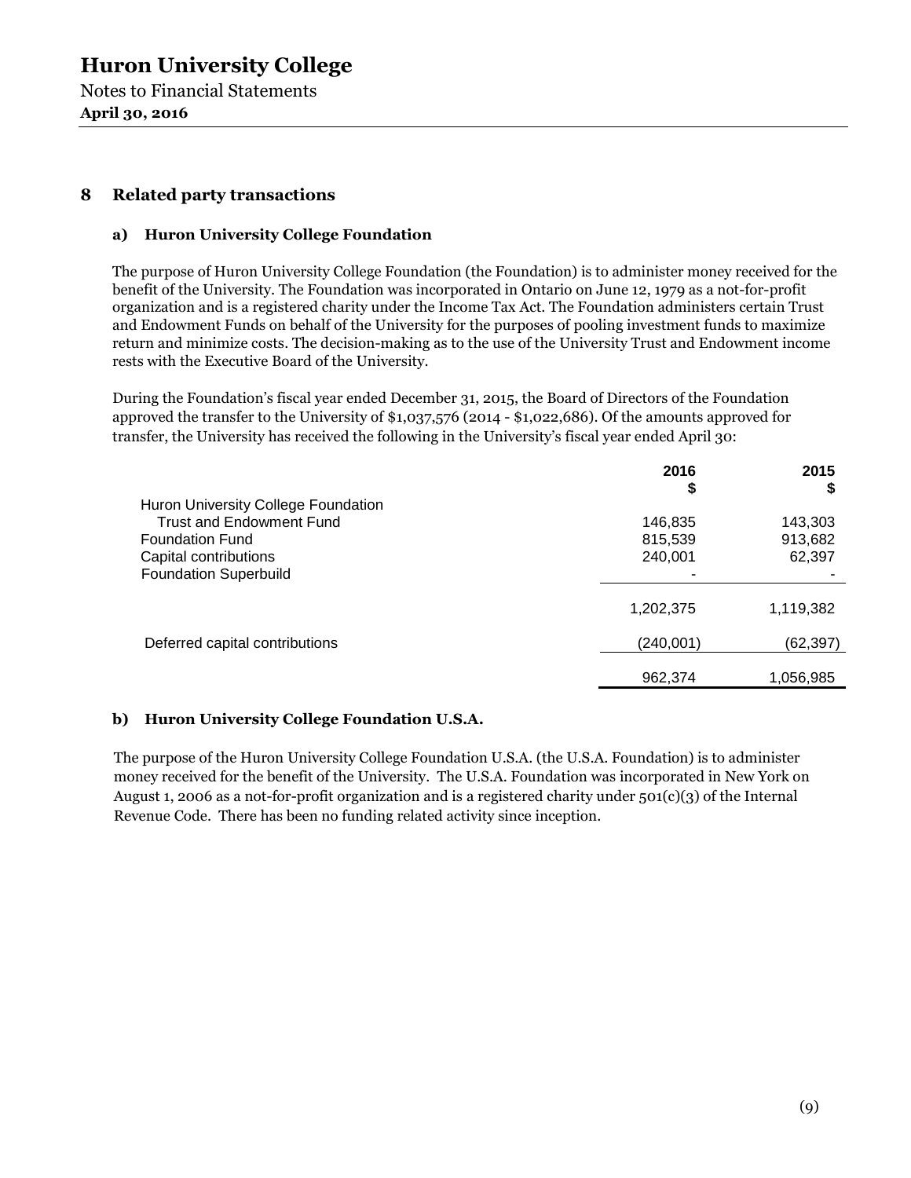## 8 Related party transactions

### a) Huron University College Foundation

The purpose of Huron University College Foundation (the Foundation) is to administer money received for the benefit of the University. The Foundation was incorporated in Ontario on June 12, 1979 as a not-for-profit organization and is a registered charity under the Income Tax Act. The Foundation administers certain Trust and Endowment Funds on behalf of the University for the purposes of pooling investment funds to maximize return and minimize costs. The decision-making as to the use of the University Trust and Endowment income rests with the Executive Board of the University.

During the Foundation's fiscal year ended December 31, 2015, the Board of Directors of the Foundation approved the transfer to the University of $1,037,576 (2014 - $1,022,686). Of the amounts approved for transfer, the University has received the following in the University's fiscal year ended April 30:

| | 2016<br>$ | 2015<br>$ |
|---|---|---|
| Huron University College Foundation | | |
| Trust and Endowment Fund | 146,835 | 143,303 |
| Foundation Fund | 815,539 | 913,682 |
| Capital contributions | 240,001 | 62,397 |
| Foundation Superbuild | - | - |
| | 1,202,375 | 1,119,382 |
| Deferred capital contributions | (240,001) | (62,397) |
| | 962,374 | 1,056,985 |

### b) Huron University College Foundation U.S.A.

The purpose of the Huron University College Foundation U.S.A. (the U.S.A. Foundation) is to administer money received for the benefit of the University. The U.S.A. Foundation was incorporated in New York on August 1, 2006 as a not-for-profit organization and is a registered charity under 501(c)(3) of the Internal Revenue Code. There has been no funding related activity since inception.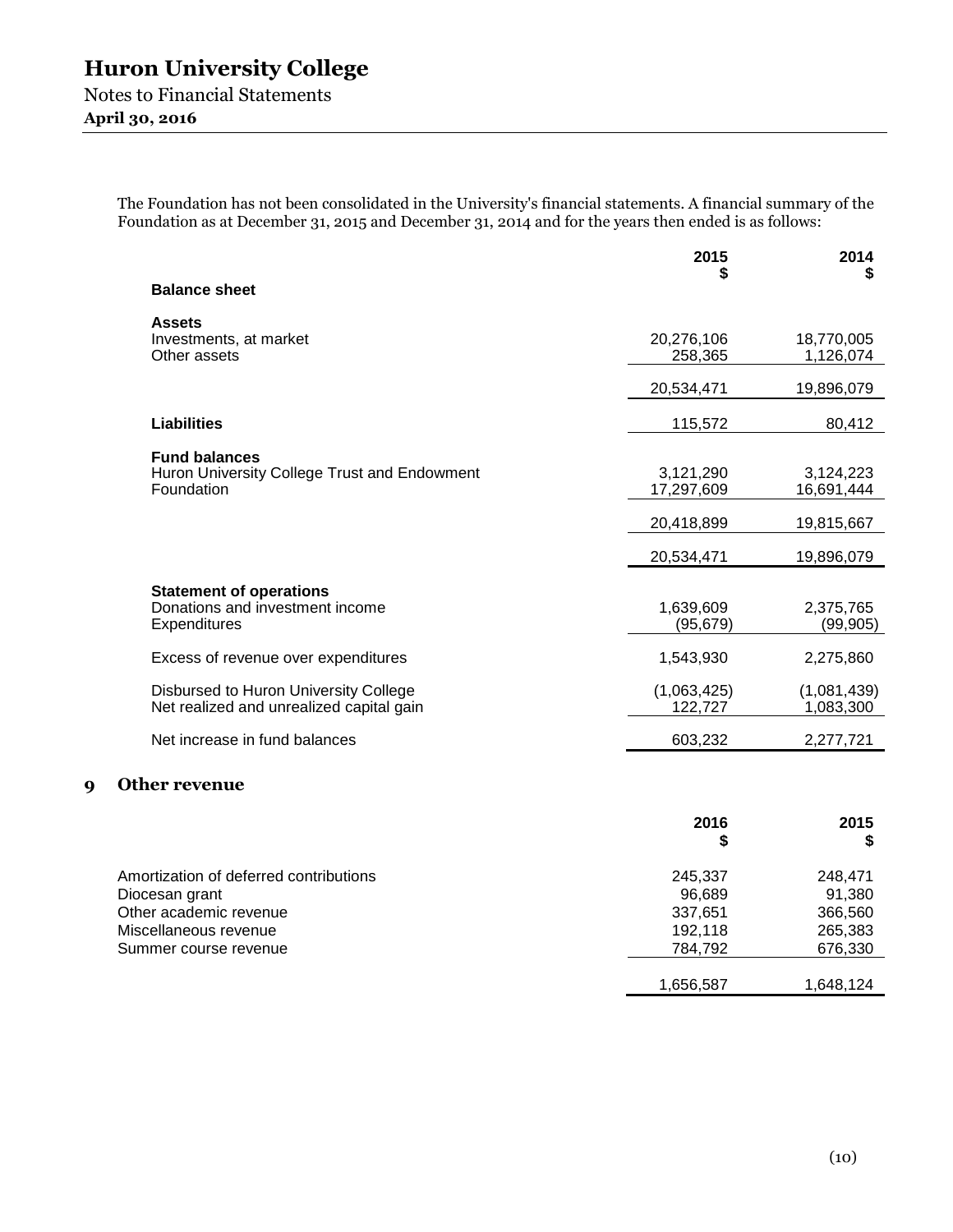The Foundation has not been consolidated in the University's financial statements. A financial summary of the Foundation as at December 31, 2015 and December 31, 2014 and for the years then ended is as follows:

| | 2015<br>$ | 2014<br>$ |
|---|---|---|
| **Balance sheet** | | |
| **Assets** | | |
| Investments, at market | 20,276,106 | 18,770,005 |
| Other assets | 258,365 | 1,126,074 |
| | 20,534,471 | 19,896,079 |
| **Liabilities** | 115,572 | 80,412 |
| **Fund balances** | | |
| Huron University College Trust and Endowment | 3,121,290 | 3,124,223 |
| Foundation | 17,297,609 | 16,691,444 |
| | 20,418,899 | 19,815,667 |
| | 20,534,471 | 19,896,079 |
| **Statement of operations** | | |
| Donations and investment income | 1,639,609 | 2,375,765 |
| Expenditures | (95,679) | (99,905) |
| Excess of revenue over expenditures | 1,543,930 | 2,275,860 |
| Disbursed to Huron University College | (1,063,425) | (1,081,439) |
| Net realized and unrealized capital gain | 122,727 | 1,083,300 |
| Net increase in fund balances | 603,232 | 2,277,721 |

## 9 Other revenue

| | 2016<br>$ | 2015<br>$ |
|---|---|---|
| Amortization of deferred contributions | 245,337 | 248,471 |
| Diocesan grant | 96,689 | 91,380 |
| Other academic revenue | 337,651 | 366,560 |
| Miscellaneous revenue | 192,118 | 265,383 |
| Summer course revenue | 784,792 | 676,330 |
| | 1,656,587 | 1,648,124 |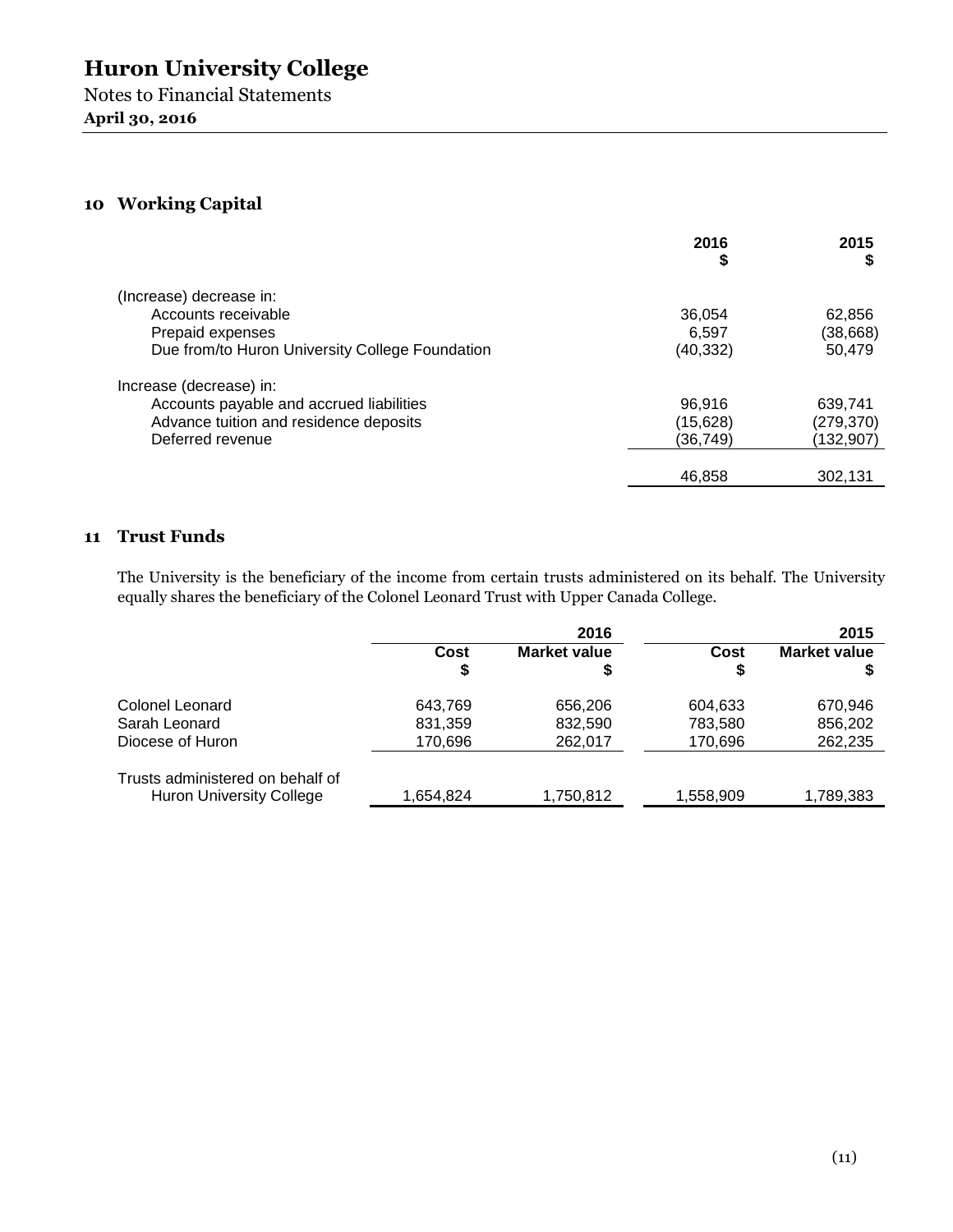# Huron University College

Notes to Financial Statements

**April 30, 2016**

## 10 Working Capital

| | 2016<br>$ | 2015<br>$ |
|---|---|---|
| (Increase) decrease in: | | |
| Accounts receivable | 36,054 | 62,856 |
| Prepaid expenses | 6,597 | (38,668) |
| Due from/to Huron University College Foundation | (40,332) | 50,479 |
| Increase (decrease) in: | | |
| Accounts payable and accrued liabilities | 96,916 | 639,741 |
| Advance tuition and residence deposits | (15,628) | (279,370) |
| Deferred revenue | (36,749) | (132,907) |
| | 46,858 | 302,131 |

## 11 Trust Funds

The University is the beneficiary of the income from certain trusts administered on its behalf. The University equally shares the beneficiary of the Colonel Leonard Trust with Upper Canada College.

| | | 2016 | | 2015 |
|---|---|---|---|---|
| | Cost<br>$ | Market value<br>$ | Cost<br>$ | Market value<br>$ |
| Colonel Leonard | 643,769 | 656,206 | 604,633 | 670,946 |
| Sarah Leonard | 831,359 | 832,590 | 783,580 | 856,202 |
| Diocese of Huron | 170,696 | 262,017 | 170,696 | 262,235 |
| Trusts administered on behalf of Huron University College | 1,654,824 | 1,750,812 | 1,558,909 | 1,789,383 |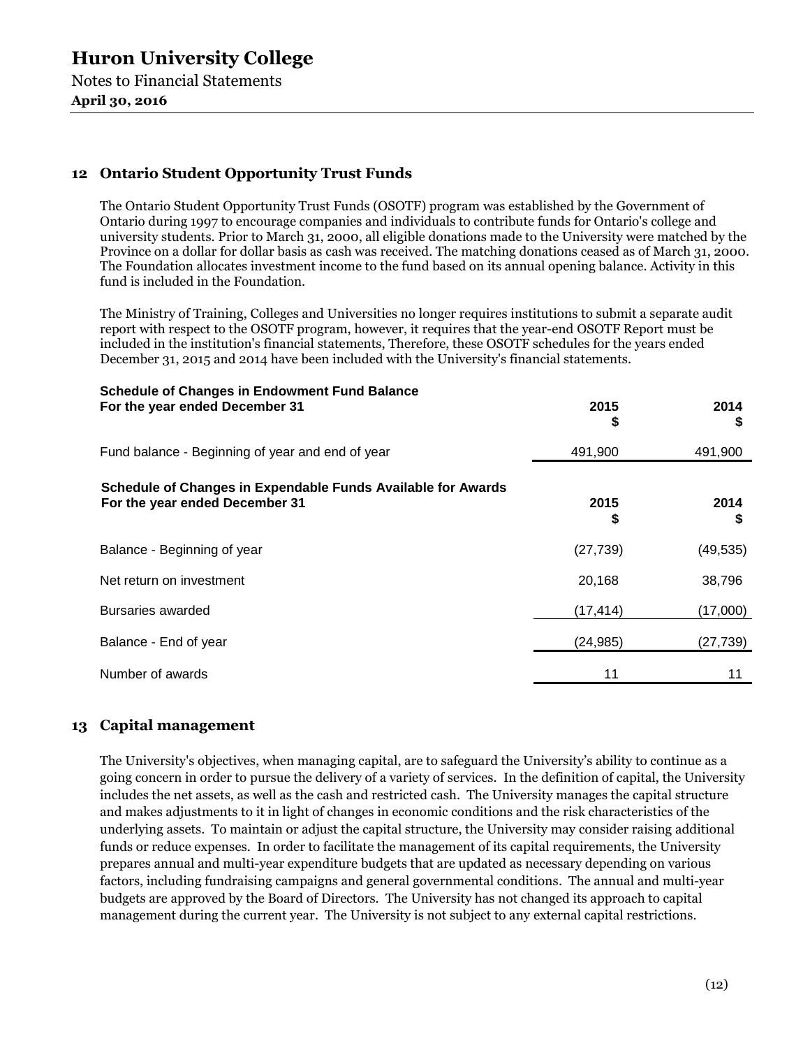# Huron University College

Notes to Financial Statements

**April 30, 2016**

## 12 Ontario Student Opportunity Trust Funds

The Ontario Student Opportunity Trust Funds (OSOTF) program was established by the Government of Ontario during 1997 to encourage companies and individuals to contribute funds for Ontario's college and university students. Prior to March 31, 2000, all eligible donations made to the University were matched by the Province on a dollar for dollar basis as cash was received. The matching donations ceased as of March 31, 2000. The Foundation allocates investment income to the fund based on its annual opening balance. Activity in this fund is included in the Foundation.

The Ministry of Training, Colleges and Universities no longer requires institutions to submit a separate audit report with respect to the OSOTF program, however, it requires that the year-end OSOTF Report must be included in the institution's financial statements, Therefore, these OSOTF schedules for the years ended December 31, 2015 and 2014 have been included with the University's financial statements.

| **Schedule of Changes in Endowment Fund Balance**<br>**For the year ended December 31** | **2015**<br>**$** | **2014**<br>**$** |
|---|---|---|
| Fund balance - Beginning of year and end of year | 491,900 | 491,900 |

| **Schedule of Changes in Expendable Funds Available for Awards**<br>**For the year ended December 31** | **2015**<br>**$** | **2014**<br>**$** |
|---|---|---|
| Balance - Beginning of year | (27,739) | (49,535) |
| Net return on investment | 20,168 | 38,796 |
| Bursaries awarded | (17,414) | (17,000) |
| Balance - End of year | (24,985) | (27,739) |
| Number of awards | 11 | 11 |

## 13 Capital management

The University's objectives, when managing capital, are to safeguard the University's ability to continue as a going concern in order to pursue the delivery of a variety of services. In the definition of capital, the University includes the net assets, as well as the cash and restricted cash. The University manages the capital structure and makes adjustments to it in light of changes in economic conditions and the risk characteristics of the underlying assets. To maintain or adjust the capital structure, the University may consider raising additional funds or reduce expenses. In order to facilitate the management of its capital requirements, the University prepares annual and multi-year expenditure budgets that are updated as necessary depending on various factors, including fundraising campaigns and general governmental conditions. The annual and multi-year budgets are approved by the Board of Directors. The University has not changed its approach to capital management during the current year. The University is not subject to any external capital restrictions.